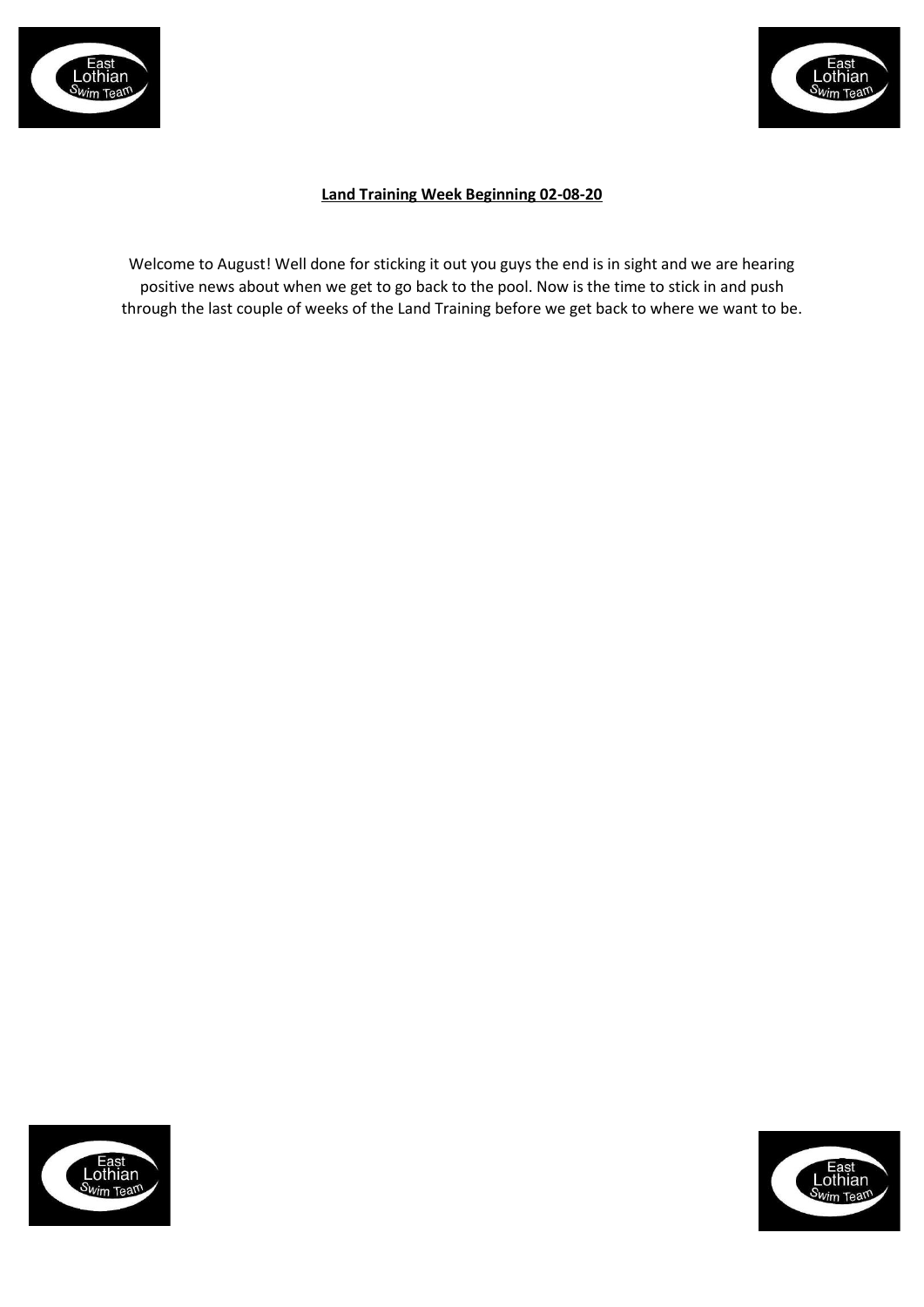**Land Training Week Beginning 02-08-20**

Welcome to August! Well done for sticking it out you guys the end is in sight and we are hearing positive news about when we get to go back to the pool. Now is the time to stick in and push through the last couple of weeks of the Land Training before we get back to where we want to be.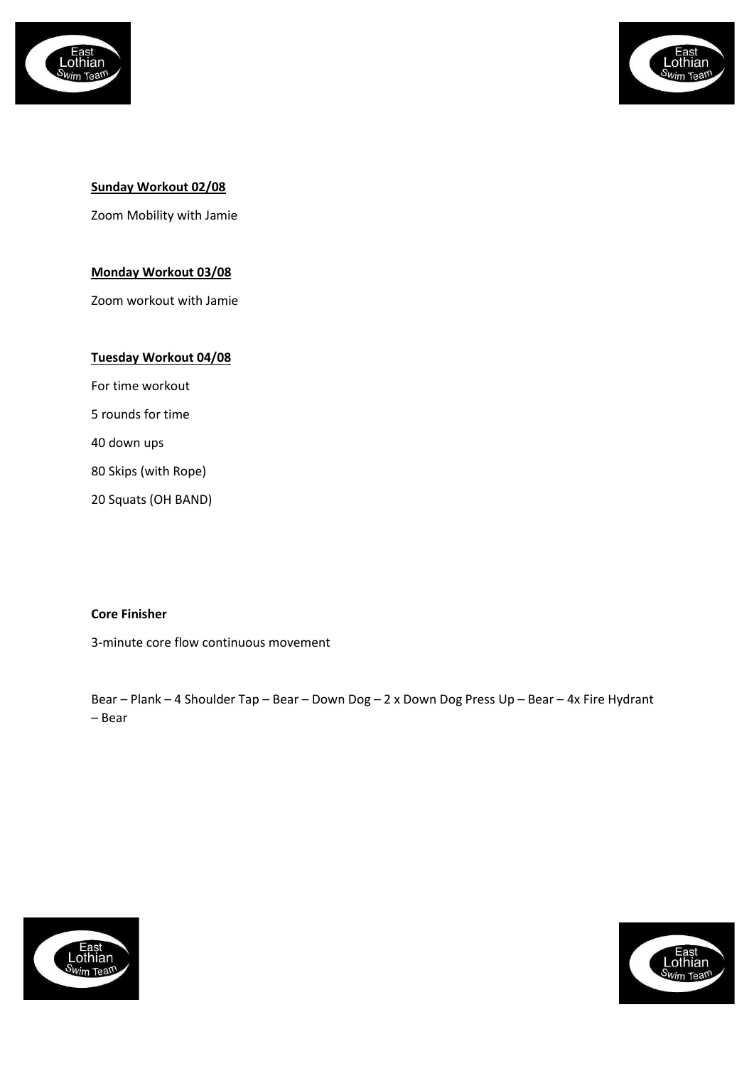**<u>Sunday Workout 02/08</u>**

Zoom Mobility with Jamie

**<u>Monday Workout 03/08</u>**

Zoom workout with Jamie

**<u>Tuesday Workout 04/08</u>**

For time workout

5 rounds for time

40 down ups

80 Skips (with Rope)

20 Squats (OH BAND)

**Core Finisher**

3-minute core flow continuous movement

Bear – Plank – 4 Shoulder Tap – Bear – Down Dog – 2 x Down Dog Press Up – Bear – 4x Fire Hydrant – Bear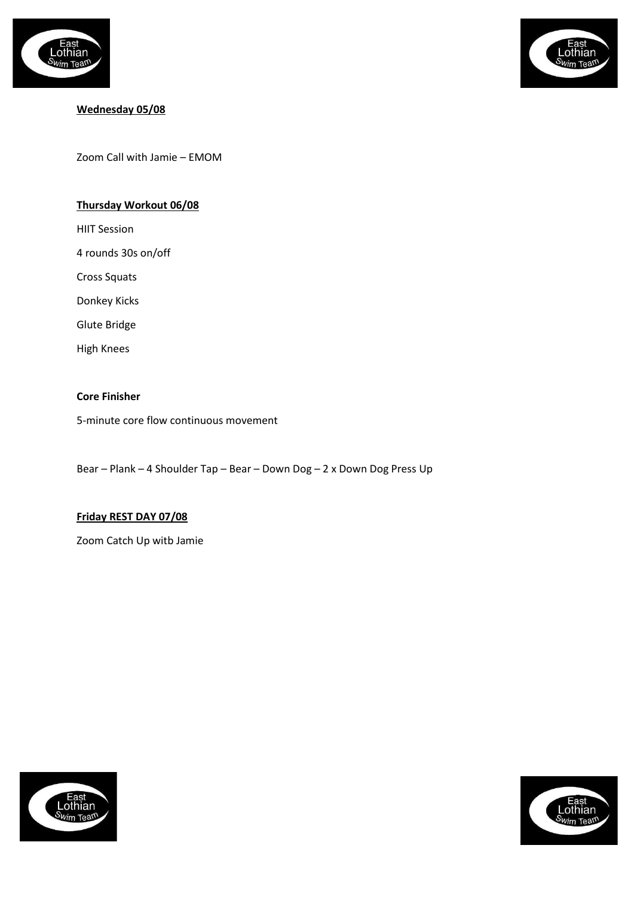**Wednesday 05/08**

Zoom Call with Jamie – EMOM

**Thursday Workout 06/08**

HIIT Session

4 rounds 30s on/off

Cross Squats

Donkey Kicks

Glute Bridge

High Knees

**Core Finisher**

5-minute core flow continuous movement

Bear – Plank – 4 Shoulder Tap – Bear – Down Dog – 2 x Down Dog Press Up

**Friday REST DAY 07/08**

Zoom Catch Up witb Jamie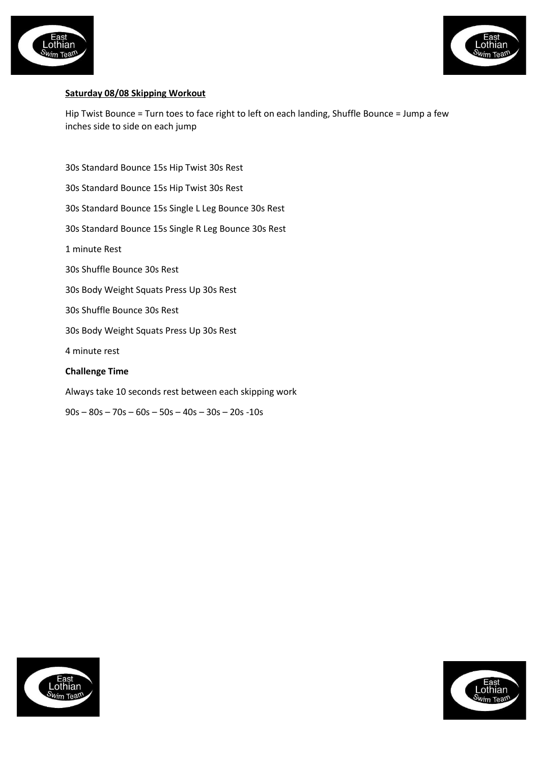**Saturday 08/08 Skipping Workout**

Hip Twist Bounce = Turn toes to face right to left on each landing, Shuffle Bounce = Jump a few inches side to side on each jump

30s Standard Bounce 15s Hip Twist 30s Rest

30s Standard Bounce 15s Hip Twist 30s Rest

30s Standard Bounce 15s Single L Leg Bounce 30s Rest

30s Standard Bounce 15s Single R Leg Bounce 30s Rest

1 minute Rest

30s Shuffle Bounce 30s Rest

30s Body Weight Squats Press Up 30s Rest

30s Shuffle Bounce 30s Rest

30s Body Weight Squats Press Up 30s Rest

4 minute rest

**Challenge Time**

Always take 10 seconds rest between each skipping work

90s – 80s – 70s – 60s – 50s – 40s – 30s – 20s -10s